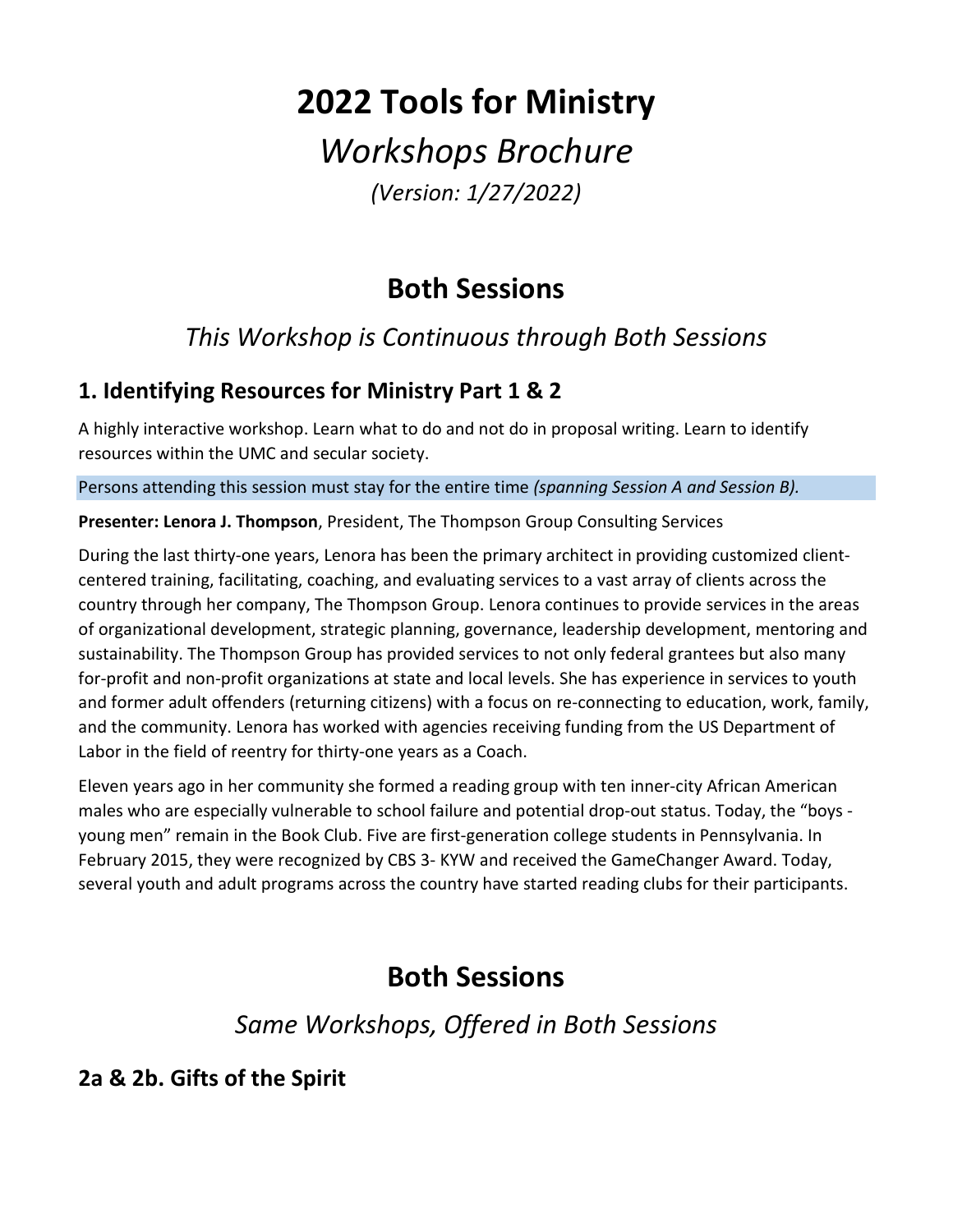# 2022 Tools for Ministry

*Workshops Brochure*

*(Version: 1/27/2022)*

## Both Sessions

*This Workshop is Continuous through Both Sessions*

### 1. Identifying Resources for Ministry Part 1 & 2

A highly interactive workshop. Learn what to do and not do in proposal writing. Learn to identify resources within the UMC and secular society.

Persons attending this session must stay for the entire time *(spanning Session A and Session B).*

**Presenter: Lenora J. Thompson**, President, The Thompson Group Consulting Services

During the last thirty-one years, Lenora has been the primary architect in providing customized client-centered training, facilitating, coaching, and evaluating services to a vast array of clients across the country through her company, The Thompson Group. Lenora continues to provide services in the areas of organizational development, strategic planning, governance, leadership development, mentoring and sustainability. The Thompson Group has provided services to not only federal grantees but also many for-profit and non-profit organizations at state and local levels. She has experience in services to youth and former adult offenders (returning citizens) with a focus on re-connecting to education, work, family, and the community. Lenora has worked with agencies receiving funding from the US Department of Labor in the field of reentry for thirty-one years as a Coach.

Eleven years ago in her community she formed a reading group with ten inner-city African American males who are especially vulnerable to school failure and potential drop-out status. Today, the "boys - young men" remain in the Book Club. Five are first-generation college students in Pennsylvania. In February 2015, they were recognized by CBS 3- KYW and received the GameChanger Award. Today, several youth and adult programs across the country have started reading clubs for their participants.

## Both Sessions

*Same Workshops, Offered in Both Sessions*

### 2a & 2b. Gifts of the Spirit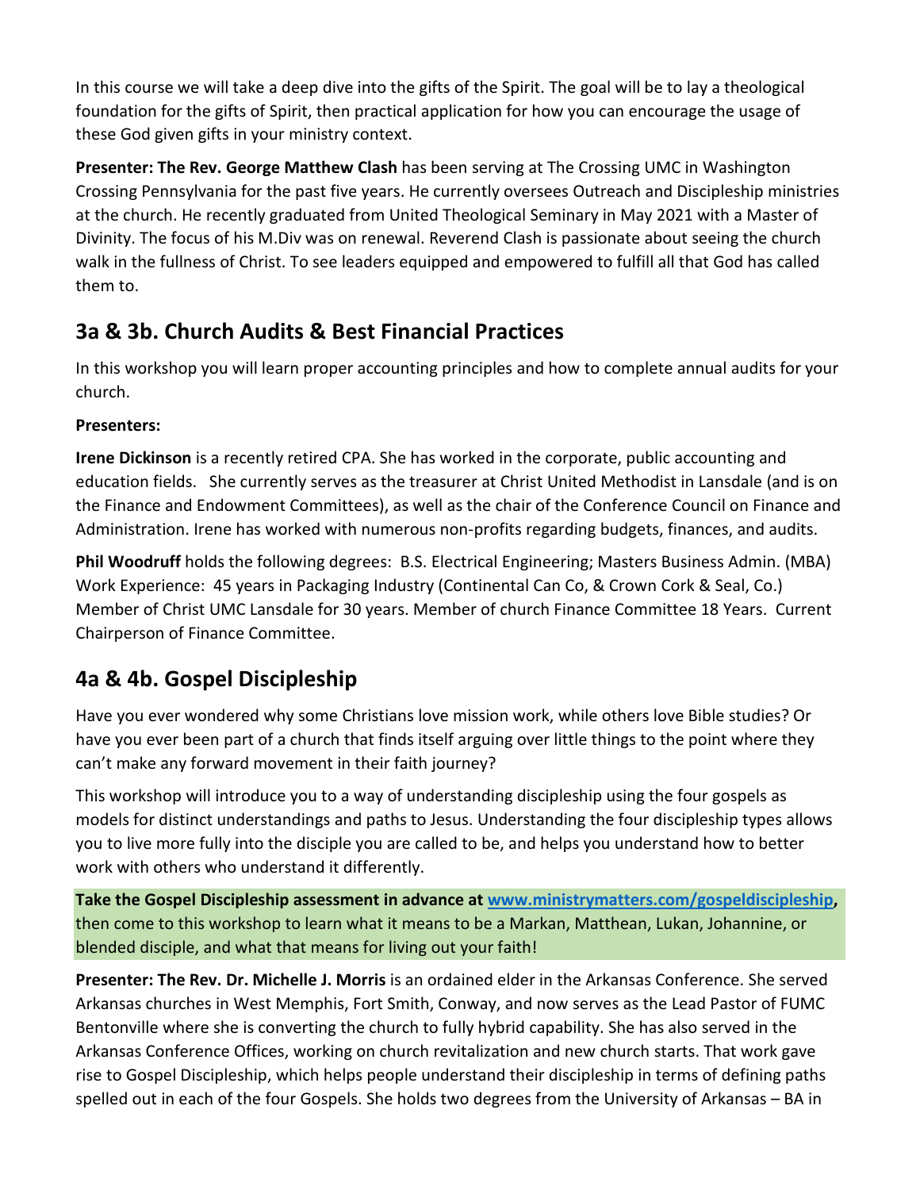In this course we will take a deep dive into the gifts of the Spirit. The goal will be to lay a theological foundation for the gifts of Spirit, then practical application for how you can encourage the usage of these God given gifts in your ministry context.

**Presenter: The Rev. George Matthew Clash** has been serving at The Crossing UMC in Washington Crossing Pennsylvania for the past five years. He currently oversees Outreach and Discipleship ministries at the church. He recently graduated from United Theological Seminary in May 2021 with a Master of Divinity. The focus of his M.Div was on renewal. Reverend Clash is passionate about seeing the church walk in the fullness of Christ. To see leaders equipped and empowered to fulfill all that God has called them to.

## 3a & 3b. Church Audits & Best Financial Practices

In this workshop you will learn proper accounting principles and how to complete annual audits for your church.

**Presenters:**

**Irene Dickinson** is a recently retired CPA. She has worked in the corporate, public accounting and education fields. She currently serves as the treasurer at Christ United Methodist in Lansdale (and is on the Finance and Endowment Committees), as well as the chair of the Conference Council on Finance and Administration. Irene has worked with numerous non-profits regarding budgets, finances, and audits.

**Phil Woodruff** holds the following degrees: B.S. Electrical Engineering; Masters Business Admin. (MBA) Work Experience: 45 years in Packaging Industry (Continental Can Co, & Crown Cork & Seal, Co.) Member of Christ UMC Lansdale for 30 years. Member of church Finance Committee 18 Years. Current Chairperson of Finance Committee.

## 4a & 4b. Gospel Discipleship

Have you ever wondered why some Christians love mission work, while others love Bible studies? Or have you ever been part of a church that finds itself arguing over little things to the point where they can't make any forward movement in their faith journey?

This workshop will introduce you to a way of understanding discipleship using the four gospels as models for distinct understandings and paths to Jesus. Understanding the four discipleship types allows you to live more fully into the disciple you are called to be, and helps you understand how to better work with others who understand it differently.

**Take the Gospel Discipleship assessment in advance at [www.ministrymatters.com/gospeldiscipleship](www.ministrymatters.com/gospeldiscipleship),** then come to this workshop to learn what it means to be a Markan, Matthean, Lukan, Johannine, or blended disciple, and what that means for living out your faith!

**Presenter: The Rev. Dr. Michelle J. Morris** is an ordained elder in the Arkansas Conference. She served Arkansas churches in West Memphis, Fort Smith, Conway, and now serves as the Lead Pastor of FUMC Bentonville where she is converting the church to fully hybrid capability. She has also served in the Arkansas Conference Offices, working on church revitalization and new church starts. That work gave rise to Gospel Discipleship, which helps people understand their discipleship in terms of defining paths spelled out in each of the four Gospels. She holds two degrees from the University of Arkansas – BA in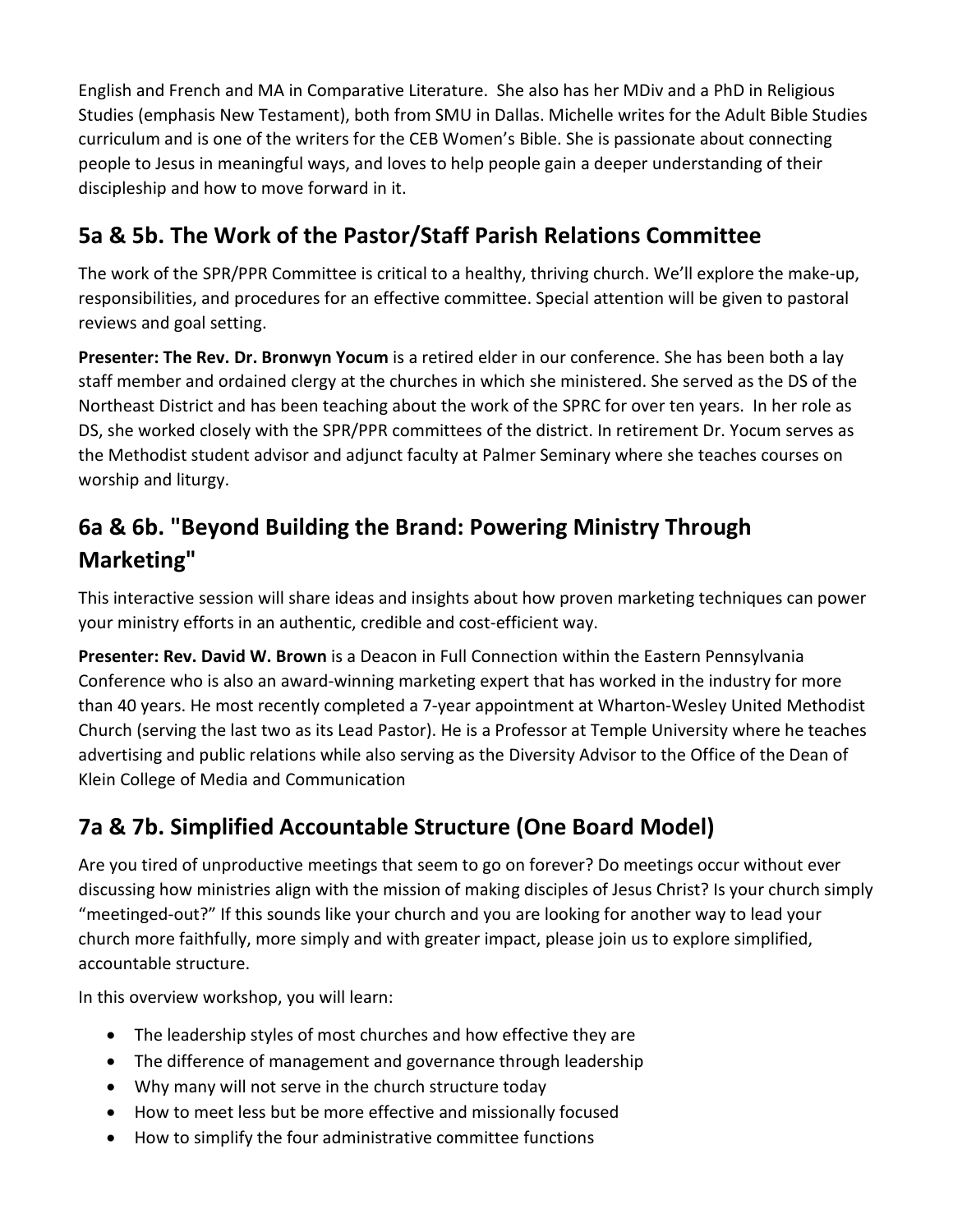English and French and MA in Comparative Literature. She also has her MDiv and a PhD in Religious Studies (emphasis New Testament), both from SMU in Dallas. Michelle writes for the Adult Bible Studies curriculum and is one of the writers for the CEB Women's Bible. She is passionate about connecting people to Jesus in meaningful ways, and loves to help people gain a deeper understanding of their discipleship and how to move forward in it.

## 5a & 5b. The Work of the Pastor/Staff Parish Relations Committee

The work of the SPR/PPR Committee is critical to a healthy, thriving church. We'll explore the make-up, responsibilities, and procedures for an effective committee. Special attention will be given to pastoral reviews and goal setting.

**Presenter: The Rev. Dr. Bronwyn Yocum** is a retired elder in our conference. She has been both a lay staff member and ordained clergy at the churches in which she ministered. She served as the DS of the Northeast District and has been teaching about the work of the SPRC for over ten years. In her role as DS, she worked closely with the SPR/PPR committees of the district. In retirement Dr. Yocum serves as the Methodist student advisor and adjunct faculty at Palmer Seminary where she teaches courses on worship and liturgy.

## 6a & 6b. "Beyond Building the Brand: Powering Ministry Through Marketing"

This interactive session will share ideas and insights about how proven marketing techniques can power your ministry efforts in an authentic, credible and cost-efficient way.

**Presenter: Rev. David W. Brown** is a Deacon in Full Connection within the Eastern Pennsylvania Conference who is also an award-winning marketing expert that has worked in the industry for more than 40 years. He most recently completed a 7-year appointment at Wharton-Wesley United Methodist Church (serving the last two as its Lead Pastor). He is a Professor at Temple University where he teaches advertising and public relations while also serving as the Diversity Advisor to the Office of the Dean of Klein College of Media and Communication

## 7a & 7b. Simplified Accountable Structure (One Board Model)

Are you tired of unproductive meetings that seem to go on forever? Do meetings occur without ever discussing how ministries align with the mission of making disciples of Jesus Christ? Is your church simply "meetinged-out?" If this sounds like your church and you are looking for another way to lead your church more faithfully, more simply and with greater impact, please join us to explore simplified, accountable structure.

In this overview workshop, you will learn:

- The leadership styles of most churches and how effective they are
- The difference of management and governance through leadership
- Why many will not serve in the church structure today
- How to meet less but be more effective and missionally focused
- How to simplify the four administrative committee functions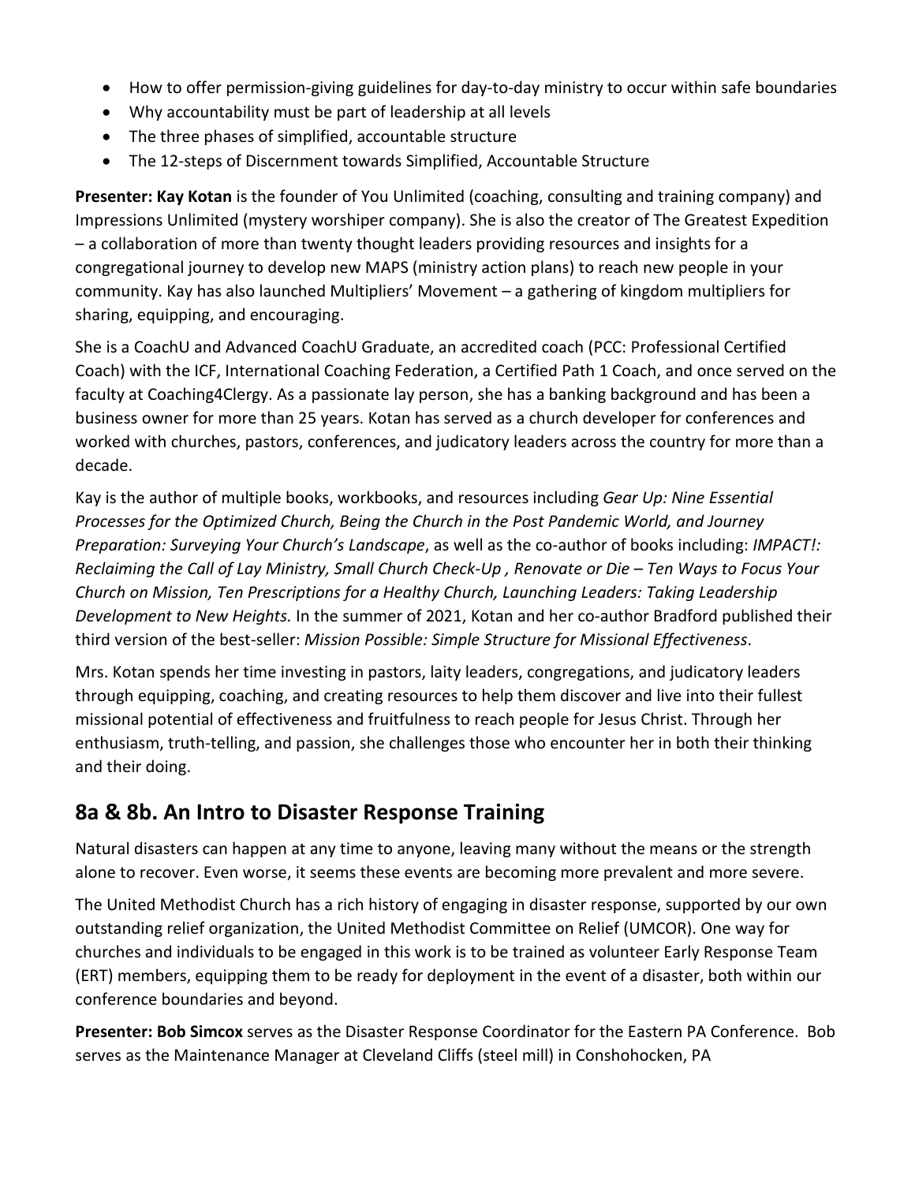- How to offer permission-giving guidelines for day-to-day ministry to occur within safe boundaries
- Why accountability must be part of leadership at all levels
- The three phases of simplified, accountable structure
- The 12-steps of Discernment towards Simplified, Accountable Structure

**Presenter: Kay Kotan** is the founder of You Unlimited (coaching, consulting and training company) and Impressions Unlimited (mystery worshiper company). She is also the creator of The Greatest Expedition – a collaboration of more than twenty thought leaders providing resources and insights for a congregational journey to develop new MAPS (ministry action plans) to reach new people in your community. Kay has also launched Multipliers' Movement – a gathering of kingdom multipliers for sharing, equipping, and encouraging.

She is a CoachU and Advanced CoachU Graduate, an accredited coach (PCC: Professional Certified Coach) with the ICF, International Coaching Federation, a Certified Path 1 Coach, and once served on the faculty at Coaching4Clergy. As a passionate lay person, she has a banking background and has been a business owner for more than 25 years. Kotan has served as a church developer for conferences and worked with churches, pastors, conferences, and judicatory leaders across the country for more than a decade.

Kay is the author of multiple books, workbooks, and resources including *Gear Up: Nine Essential Processes for the Optimized Church, Being the Church in the Post Pandemic World, and Journey Preparation: Surveying Your Church's Landscape*, as well as the co-author of books including: *IMPACT!: Reclaiming the Call of Lay Ministry, Small Church Check-Up , Renovate or Die – Ten Ways to Focus Your Church on Mission, Ten Prescriptions for a Healthy Church, Launching Leaders: Taking Leadership Development to New Heights.* In the summer of 2021, Kotan and her co-author Bradford published their third version of the best-seller: *Mission Possible: Simple Structure for Missional Effectiveness*.

Mrs. Kotan spends her time investing in pastors, laity leaders, congregations, and judicatory leaders through equipping, coaching, and creating resources to help them discover and live into their fullest missional potential of effectiveness and fruitfulness to reach people for Jesus Christ. Through her enthusiasm, truth-telling, and passion, she challenges those who encounter her in both their thinking and their doing.

## 8a & 8b. An Intro to Disaster Response Training

Natural disasters can happen at any time to anyone, leaving many without the means or the strength alone to recover. Even worse, it seems these events are becoming more prevalent and more severe.

The United Methodist Church has a rich history of engaging in disaster response, supported by our own outstanding relief organization, the United Methodist Committee on Relief (UMCOR). One way for churches and individuals to be engaged in this work is to be trained as volunteer Early Response Team (ERT) members, equipping them to be ready for deployment in the event of a disaster, both within our conference boundaries and beyond.

**Presenter: Bob Simcox** serves as the Disaster Response Coordinator for the Eastern PA Conference. Bob serves as the Maintenance Manager at Cleveland Cliffs (steel mill) in Conshohocken, PA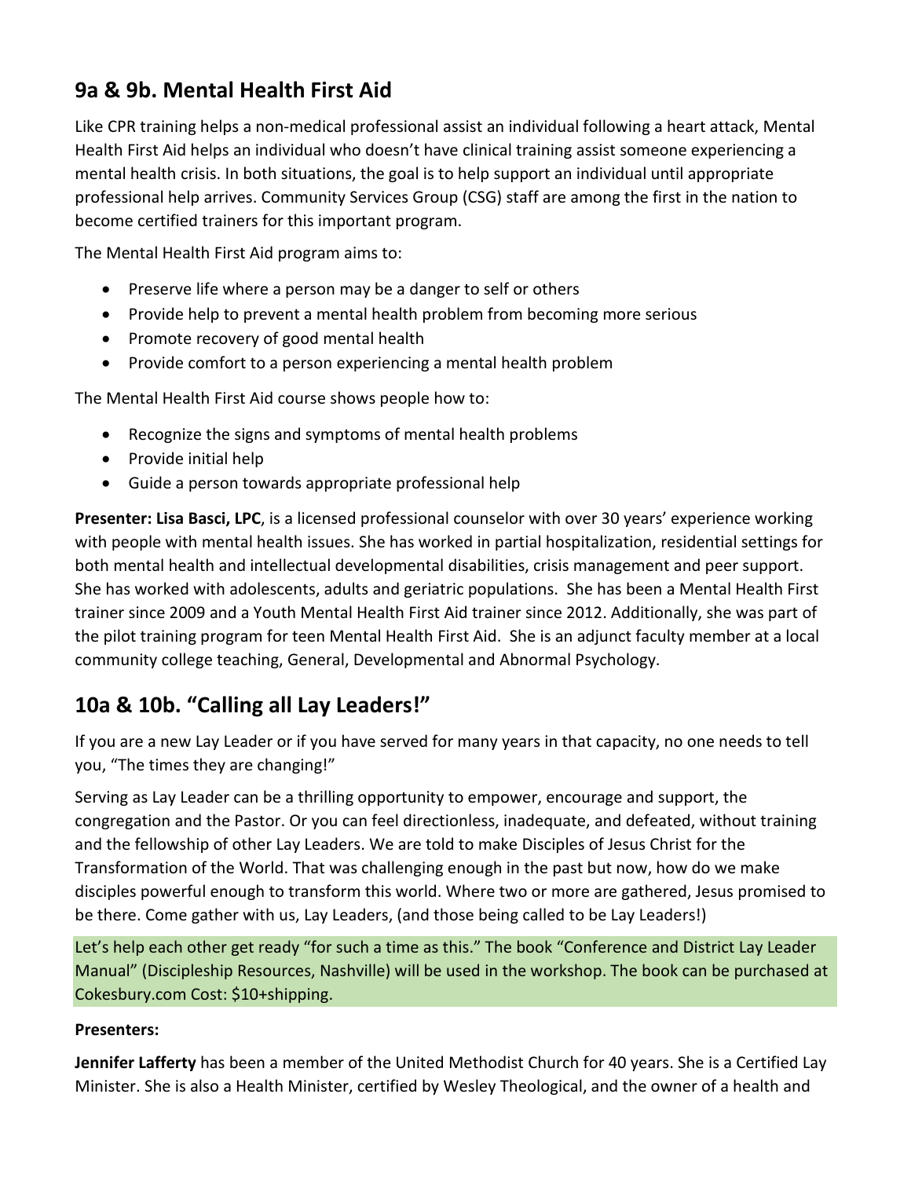## 9a & 9b. Mental Health First Aid

Like CPR training helps a non-medical professional assist an individual following a heart attack, Mental Health First Aid helps an individual who doesn't have clinical training assist someone experiencing a mental health crisis. In both situations, the goal is to help support an individual until appropriate professional help arrives. Community Services Group (CSG) staff are among the first in the nation to become certified trainers for this important program.

The Mental Health First Aid program aims to:

- Preserve life where a person may be a danger to self or others
- Provide help to prevent a mental health problem from becoming more serious
- Promote recovery of good mental health
- Provide comfort to a person experiencing a mental health problem

The Mental Health First Aid course shows people how to:

- Recognize the signs and symptoms of mental health problems
- Provide initial help
- Guide a person towards appropriate professional help

**Presenter: Lisa Basci, LPC**, is a licensed professional counselor with over 30 years' experience working with people with mental health issues. She has worked in partial hospitalization, residential settings for both mental health and intellectual developmental disabilities, crisis management and peer support. She has worked with adolescents, adults and geriatric populations. She has been a Mental Health First trainer since 2009 and a Youth Mental Health First Aid trainer since 2012. Additionally, she was part of the pilot training program for teen Mental Health First Aid. She is an adjunct faculty member at a local community college teaching, General, Developmental and Abnormal Psychology.

## 10a & 10b. "Calling all Lay Leaders!"

If you are a new Lay Leader or if you have served for many years in that capacity, no one needs to tell you, "The times they are changing!"

Serving as Lay Leader can be a thrilling opportunity to empower, encourage and support, the congregation and the Pastor. Or you can feel directionless, inadequate, and defeated, without training and the fellowship of other Lay Leaders. We are told to make Disciples of Jesus Christ for the Transformation of the World. That was challenging enough in the past but now, how do we make disciples powerful enough to transform this world. Where two or more are gathered, Jesus promised to be there. Come gather with us, Lay Leaders, (and those being called to be Lay Leaders!)

Let's help each other get ready "for such a time as this." The book "Conference and District Lay Leader Manual" (Discipleship Resources, Nashville) will be used in the workshop. The book can be purchased at Cokesbury.com Cost: $10+shipping.

**Presenters:**

**Jennifer Lafferty** has been a member of the United Methodist Church for 40 years. She is a Certified Lay Minister. She is also a Health Minister, certified by Wesley Theological, and the owner of a health and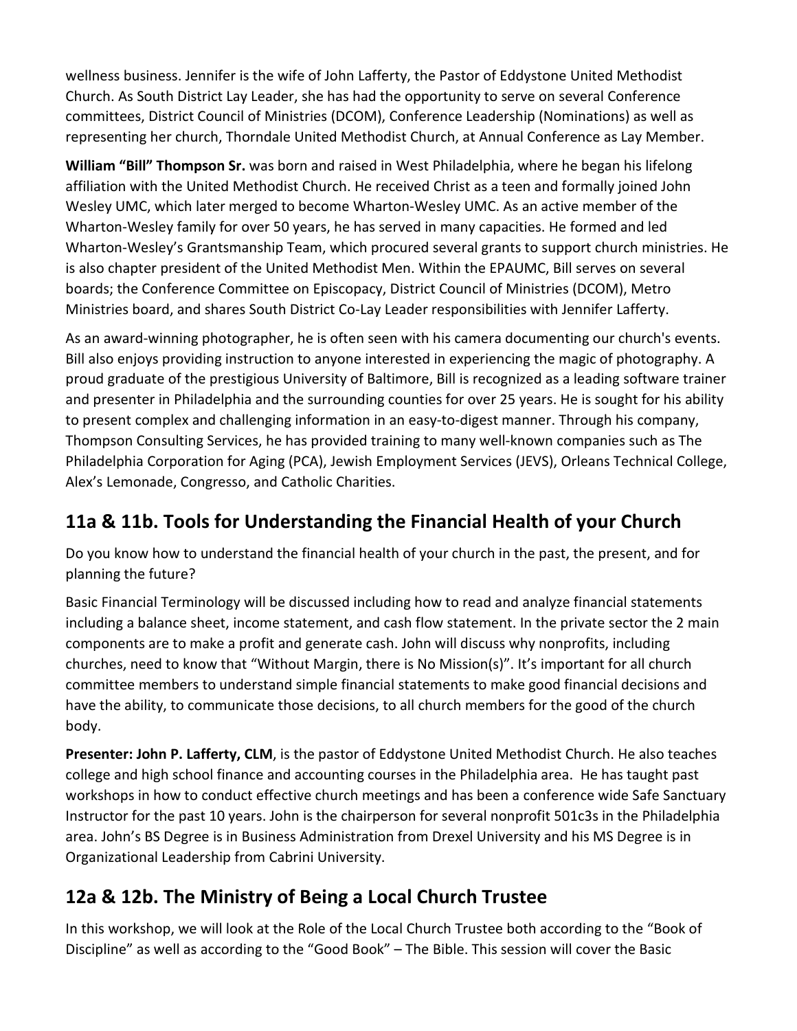wellness business. Jennifer is the wife of John Lafferty, the Pastor of Eddystone United Methodist Church. As South District Lay Leader, she has had the opportunity to serve on several Conference committees, District Council of Ministries (DCOM), Conference Leadership (Nominations) as well as representing her church, Thorndale United Methodist Church, at Annual Conference as Lay Member.

**William "Bill" Thompson Sr.** was born and raised in West Philadelphia, where he began his lifelong affiliation with the United Methodist Church. He received Christ as a teen and formally joined John Wesley UMC, which later merged to become Wharton-Wesley UMC. As an active member of the Wharton-Wesley family for over 50 years, he has served in many capacities. He formed and led Wharton-Wesley's Grantsmanship Team, which procured several grants to support church ministries. He is also chapter president of the United Methodist Men. Within the EPAUMC, Bill serves on several boards; the Conference Committee on Episcopacy, District Council of Ministries (DCOM), Metro Ministries board, and shares South District Co-Lay Leader responsibilities with Jennifer Lafferty.

As an award-winning photographer, he is often seen with his camera documenting our church's events. Bill also enjoys providing instruction to anyone interested in experiencing the magic of photography. A proud graduate of the prestigious University of Baltimore, Bill is recognized as a leading software trainer and presenter in Philadelphia and the surrounding counties for over 25 years. He is sought for his ability to present complex and challenging information in an easy-to-digest manner. Through his company, Thompson Consulting Services, he has provided training to many well-known companies such as The Philadelphia Corporation for Aging (PCA), Jewish Employment Services (JEVS), Orleans Technical College, Alex's Lemonade, Congresso, and Catholic Charities.

## 11a & 11b. Tools for Understanding the Financial Health of your Church

Do you know how to understand the financial health of your church in the past, the present, and for planning the future?

Basic Financial Terminology will be discussed including how to read and analyze financial statements including a balance sheet, income statement, and cash flow statement. In the private sector the 2 main components are to make a profit and generate cash. John will discuss why nonprofits, including churches, need to know that "Without Margin, there is No Mission(s)". It's important for all church committee members to understand simple financial statements to make good financial decisions and have the ability, to communicate those decisions, to all church members for the good of the church body.

**Presenter: John P. Lafferty, CLM**, is the pastor of Eddystone United Methodist Church. He also teaches college and high school finance and accounting courses in the Philadelphia area. He has taught past workshops in how to conduct effective church meetings and has been a conference wide Safe Sanctuary Instructor for the past 10 years. John is the chairperson for several nonprofit 501c3s in the Philadelphia area. John's BS Degree is in Business Administration from Drexel University and his MS Degree is in Organizational Leadership from Cabrini University.

## 12a & 12b. The Ministry of Being a Local Church Trustee

In this workshop, we will look at the Role of the Local Church Trustee both according to the "Book of Discipline" as well as according to the "Good Book" – The Bible. This session will cover the Basic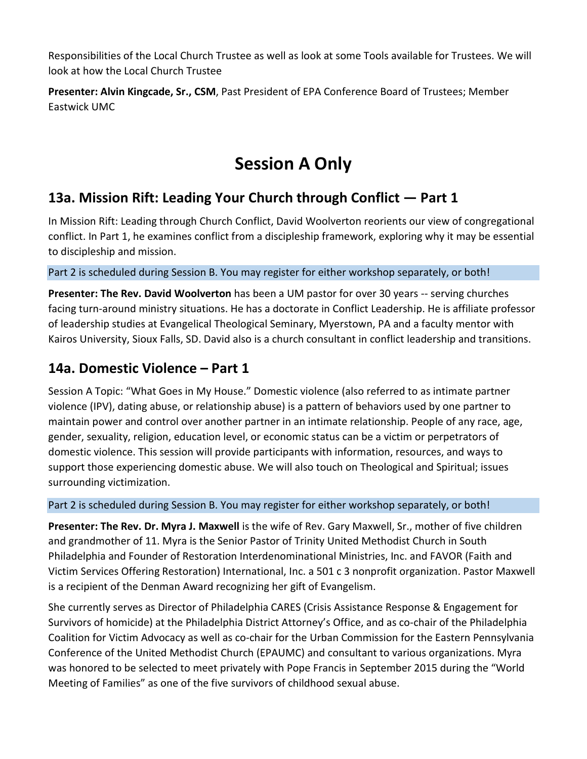Responsibilities of the Local Church Trustee as well as look at some Tools available for Trustees. We will look at how the Local Church Trustee

**Presenter: Alvin Kingcade, Sr., CSM**, Past President of EPA Conference Board of Trustees; Member Eastwick UMC

# Session A Only

## 13a. Mission Rift: Leading Your Church through Conflict — Part 1

In Mission Rift: Leading through Church Conflict, David Woolverton reorients our view of congregational conflict. In Part 1, he examines conflict from a discipleship framework, exploring why it may be essential to discipleship and mission.

Part 2 is scheduled during Session B. You may register for either workshop separately, or both!

**Presenter: The Rev. David Woolverton** has been a UM pastor for over 30 years -- serving churches facing turn-around ministry situations. He has a doctorate in Conflict Leadership. He is affiliate professor of leadership studies at Evangelical Theological Seminary, Myerstown, PA and a faculty mentor with Kairos University, Sioux Falls, SD. David also is a church consultant in conflict leadership and transitions.

## 14a. Domestic Violence – Part 1

Session A Topic: "What Goes in My House." Domestic violence (also referred to as intimate partner violence (IPV), dating abuse, or relationship abuse) is a pattern of behaviors used by one partner to maintain power and control over another partner in an intimate relationship. People of any race, age, gender, sexuality, religion, education level, or economic status can be a victim or perpetrators of domestic violence. This session will provide participants with information, resources, and ways to support those experiencing domestic abuse. We will also touch on Theological and Spiritual; issues surrounding victimization.

Part 2 is scheduled during Session B. You may register for either workshop separately, or both!

**Presenter: The Rev. Dr. Myra J. Maxwell** is the wife of Rev. Gary Maxwell, Sr., mother of five children and grandmother of 11. Myra is the Senior Pastor of Trinity United Methodist Church in South Philadelphia and Founder of Restoration Interdenominational Ministries, Inc. and FAVOR (Faith and Victim Services Offering Restoration) International, Inc. a 501 c 3 nonprofit organization. Pastor Maxwell is a recipient of the Denman Award recognizing her gift of Evangelism.

She currently serves as Director of Philadelphia CARES (Crisis Assistance Response & Engagement for Survivors of homicide) at the Philadelphia District Attorney's Office, and as co-chair of the Philadelphia Coalition for Victim Advocacy as well as co-chair for the Urban Commission for the Eastern Pennsylvania Conference of the United Methodist Church (EPAUMC) and consultant to various organizations. Myra was honored to be selected to meet privately with Pope Francis in September 2015 during the "World Meeting of Families" as one of the five survivors of childhood sexual abuse.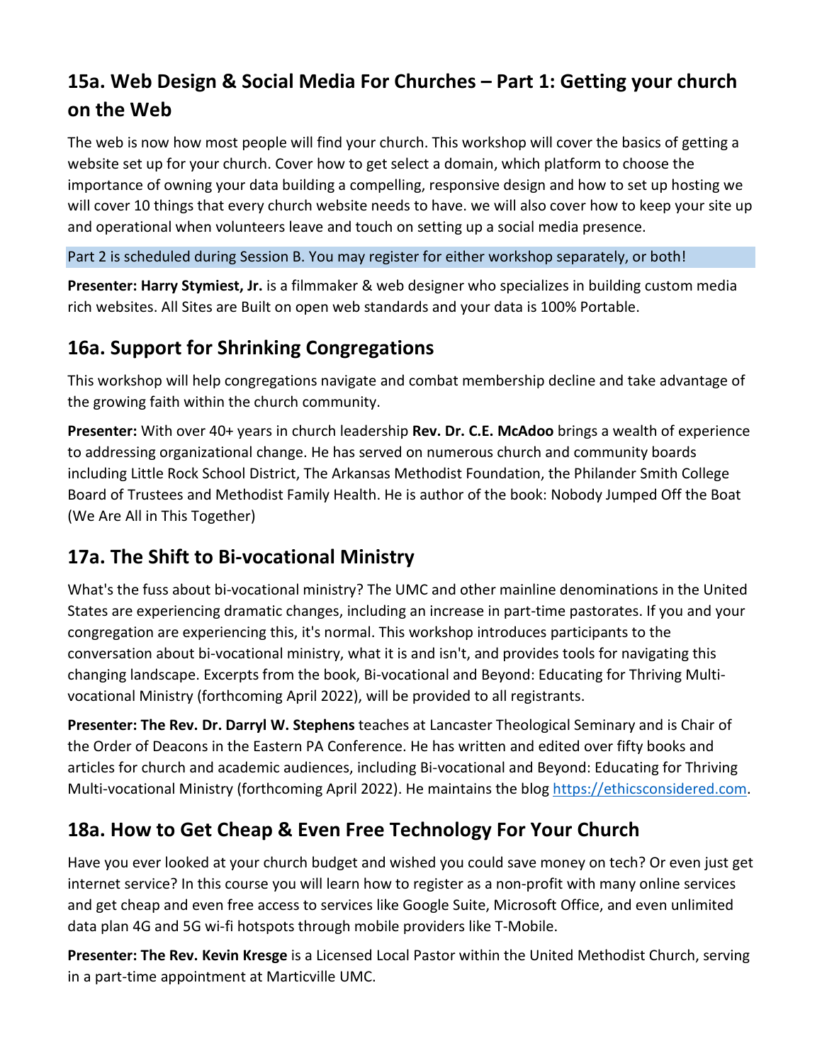## 15a. Web Design & Social Media For Churches – Part 1: Getting your church on the Web

The web is now how most people will find your church. This workshop will cover the basics of getting a website set up for your church. Cover how to get select a domain, which platform to choose the importance of owning your data building a compelling, responsive design and how to set up hosting we will cover 10 things that every church website needs to have. we will also cover how to keep your site up and operational when volunteers leave and touch on setting up a social media presence.

Part 2 is scheduled during Session B. You may register for either workshop separately, or both!

**Presenter: Harry Stymiest, Jr.** is a filmmaker & web designer who specializes in building custom media rich websites. All Sites are Built on open web standards and your data is 100% Portable.

## 16a. Support for Shrinking Congregations

This workshop will help congregations navigate and combat membership decline and take advantage of the growing faith within the church community.

**Presenter:** With over 40+ years in church leadership **Rev. Dr. C.E. McAdoo** brings a wealth of experience to addressing organizational change. He has served on numerous church and community boards including Little Rock School District, The Arkansas Methodist Foundation, the Philander Smith College Board of Trustees and Methodist Family Health. He is author of the book: Nobody Jumped Off the Boat (We Are All in This Together)

## 17a. The Shift to Bi-vocational Ministry

What's the fuss about bi-vocational ministry? The UMC and other mainline denominations in the United States are experiencing dramatic changes, including an increase in part-time pastorates. If you and your congregation are experiencing this, it's normal. This workshop introduces participants to the conversation about bi-vocational ministry, what it is and isn't, and provides tools for navigating this changing landscape. Excerpts from the book, Bi-vocational and Beyond: Educating for Thriving Multi-vocational Ministry (forthcoming April 2022), will be provided to all registrants.

**Presenter: The Rev. Dr. Darryl W. Stephens** teaches at Lancaster Theological Seminary and is Chair of the Order of Deacons in the Eastern PA Conference. He has written and edited over fifty books and articles for church and academic audiences, including Bi-vocational and Beyond: Educating for Thriving Multi-vocational Ministry (forthcoming April 2022). He maintains the blog https://ethicsconsidered.com.

## 18a. How to Get Cheap & Even Free Technology For Your Church

Have you ever looked at your church budget and wished you could save money on tech? Or even just get internet service? In this course you will learn how to register as a non-profit with many online services and get cheap and even free access to services like Google Suite, Microsoft Office, and even unlimited data plan 4G and 5G wi-fi hotspots through mobile providers like T-Mobile.

**Presenter: The Rev. Kevin Kresge** is a Licensed Local Pastor within the United Methodist Church, serving in a part-time appointment at Marticville UMC.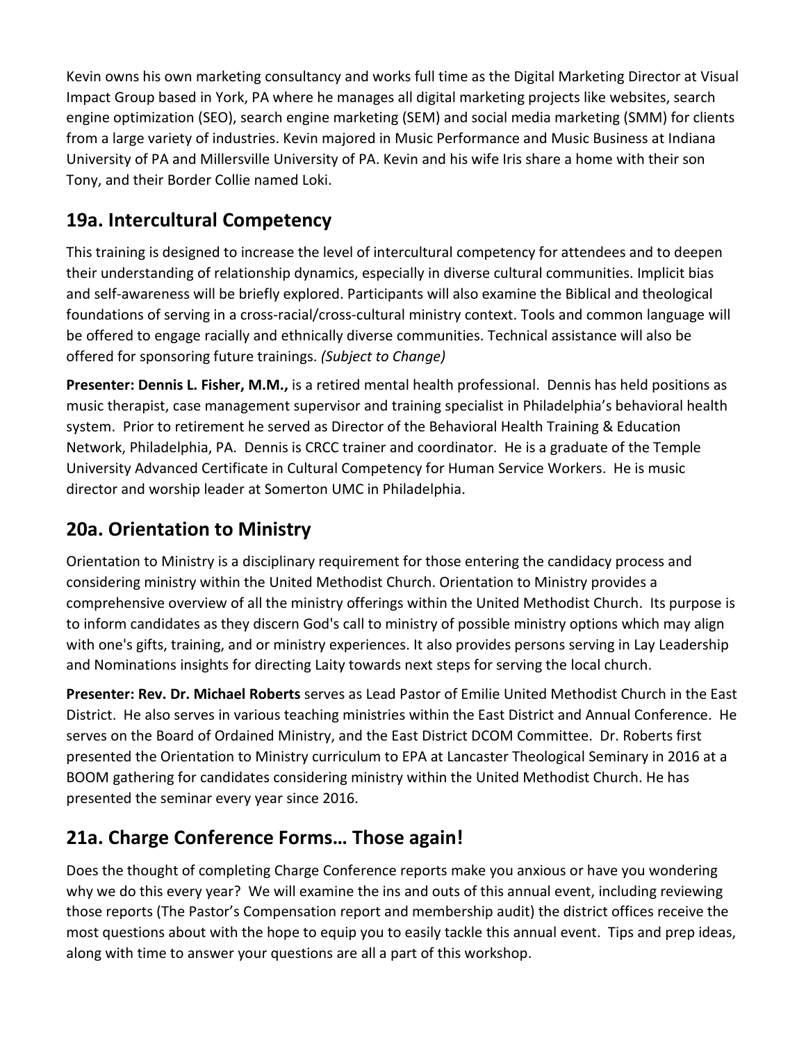Kevin owns his own marketing consultancy and works full time as the Digital Marketing Director at Visual Impact Group based in York, PA where he manages all digital marketing projects like websites, search engine optimization (SEO), search engine marketing (SEM) and social media marketing (SMM) for clients from a large variety of industries. Kevin majored in Music Performance and Music Business at Indiana University of PA and Millersville University of PA. Kevin and his wife Iris share a home with their son Tony, and their Border Collie named Loki.

## 19a. Intercultural Competency

This training is designed to increase the level of intercultural competency for attendees and to deepen their understanding of relationship dynamics, especially in diverse cultural communities. Implicit bias and self-awareness will be briefly explored. Participants will also examine the Biblical and theological foundations of serving in a cross-racial/cross-cultural ministry context. Tools and common language will be offered to engage racially and ethnically diverse communities. Technical assistance will also be offered for sponsoring future trainings. *(Subject to Change)*

**Presenter: Dennis L. Fisher, M.M.,** is a retired mental health professional. Dennis has held positions as music therapist, case management supervisor and training specialist in Philadelphia's behavioral health system. Prior to retirement he served as Director of the Behavioral Health Training & Education Network, Philadelphia, PA. Dennis is CRCC trainer and coordinator. He is a graduate of the Temple University Advanced Certificate in Cultural Competency for Human Service Workers. He is music director and worship leader at Somerton UMC in Philadelphia.

## 20a. Orientation to Ministry

Orientation to Ministry is a disciplinary requirement for those entering the candidacy process and considering ministry within the United Methodist Church. Orientation to Ministry provides a comprehensive overview of all the ministry offerings within the United Methodist Church. Its purpose is to inform candidates as they discern God's call to ministry of possible ministry options which may align with one's gifts, training, and or ministry experiences. It also provides persons serving in Lay Leadership and Nominations insights for directing Laity towards next steps for serving the local church.

**Presenter: Rev. Dr. Michael Roberts** serves as Lead Pastor of Emilie United Methodist Church in the East District. He also serves in various teaching ministries within the East District and Annual Conference. He serves on the Board of Ordained Ministry, and the East District DCOM Committee. Dr. Roberts first presented the Orientation to Ministry curriculum to EPA at Lancaster Theological Seminary in 2016 at a BOOM gathering for candidates considering ministry within the United Methodist Church. He has presented the seminar every year since 2016.

## 21a. Charge Conference Forms… Those again!

Does the thought of completing Charge Conference reports make you anxious or have you wondering why we do this every year? We will examine the ins and outs of this annual event, including reviewing those reports (The Pastor's Compensation report and membership audit) the district offices receive the most questions about with the hope to equip you to easily tackle this annual event. Tips and prep ideas, along with time to answer your questions are all a part of this workshop.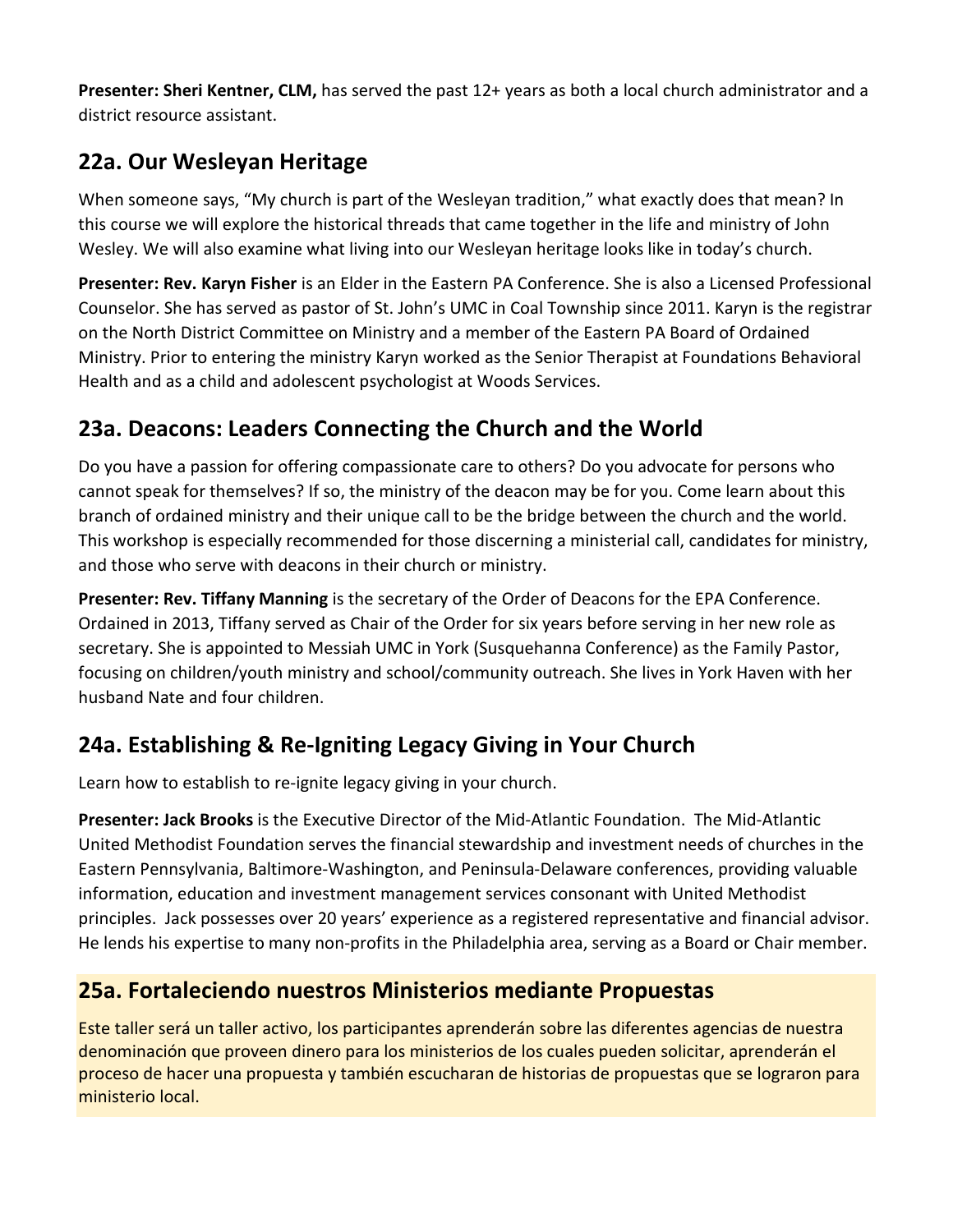**Presenter: Sheri Kentner, CLM,** has served the past 12+ years as both a local church administrator and a district resource assistant.

## 22a. Our Wesleyan Heritage

When someone says, "My church is part of the Wesleyan tradition," what exactly does that mean? In this course we will explore the historical threads that came together in the life and ministry of John Wesley. We will also examine what living into our Wesleyan heritage looks like in today's church.

**Presenter: Rev. Karyn Fisher** is an Elder in the Eastern PA Conference. She is also a Licensed Professional Counselor. She has served as pastor of St. John's UMC in Coal Township since 2011. Karyn is the registrar on the North District Committee on Ministry and a member of the Eastern PA Board of Ordained Ministry. Prior to entering the ministry Karyn worked as the Senior Therapist at Foundations Behavioral Health and as a child and adolescent psychologist at Woods Services.

## 23a. Deacons: Leaders Connecting the Church and the World

Do you have a passion for offering compassionate care to others? Do you advocate for persons who cannot speak for themselves? If so, the ministry of the deacon may be for you. Come learn about this branch of ordained ministry and their unique call to be the bridge between the church and the world. This workshop is especially recommended for those discerning a ministerial call, candidates for ministry, and those who serve with deacons in their church or ministry.

**Presenter: Rev. Tiffany Manning** is the secretary of the Order of Deacons for the EPA Conference. Ordained in 2013, Tiffany served as Chair of the Order for six years before serving in her new role as secretary. She is appointed to Messiah UMC in York (Susquehanna Conference) as the Family Pastor, focusing on children/youth ministry and school/community outreach. She lives in York Haven with her husband Nate and four children.

## 24a. Establishing & Re-Igniting Legacy Giving in Your Church

Learn how to establish to re-ignite legacy giving in your church.

**Presenter: Jack Brooks** is the Executive Director of the Mid-Atlantic Foundation. The Mid-Atlantic United Methodist Foundation serves the financial stewardship and investment needs of churches in the Eastern Pennsylvania, Baltimore-Washington, and Peninsula-Delaware conferences, providing valuable information, education and investment management services consonant with United Methodist principles. Jack possesses over 20 years' experience as a registered representative and financial advisor. He lends his expertise to many non-profits in the Philadelphia area, serving as a Board or Chair member.

## 25a. Fortaleciendo nuestros Ministerios mediante Propuestas

Este taller será un taller activo, los participantes aprenderán sobre las diferentes agencias de nuestra denominación que proveen dinero para los ministerios de los cuales pueden solicitar, aprenderán el proceso de hacer una propuesta y también escucharan de historias de propuestas que se lograron para ministerio local.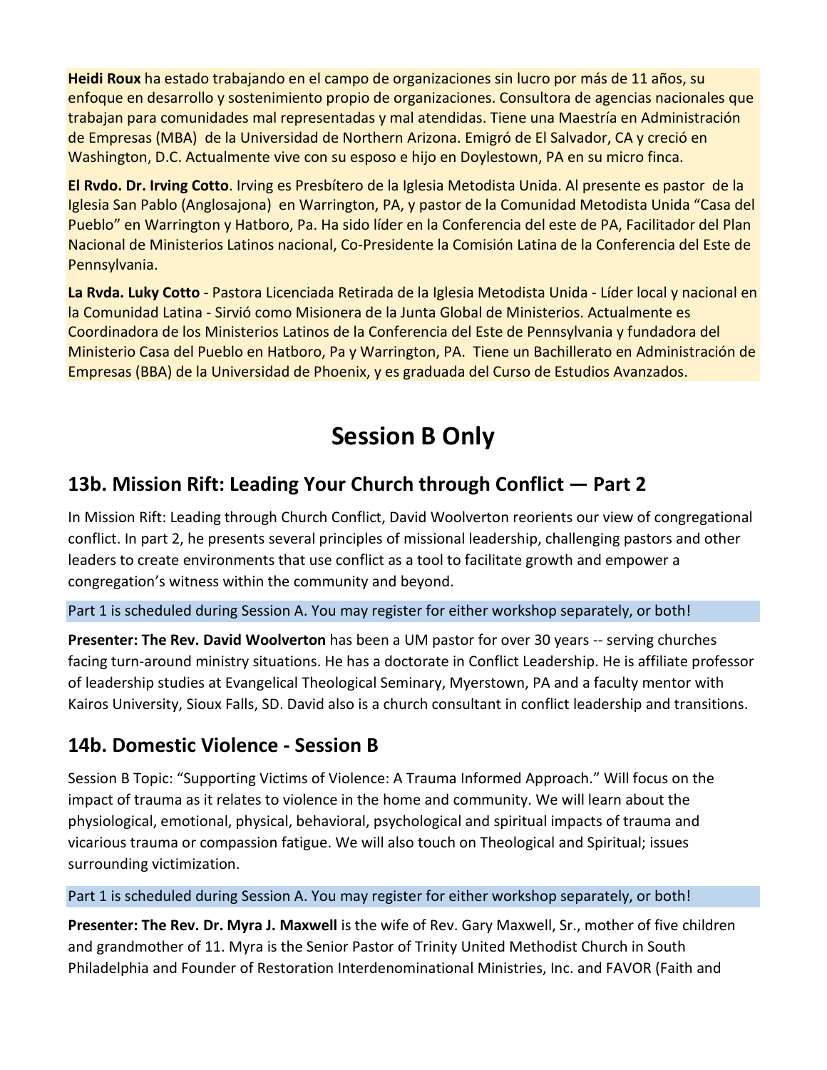**Heidi Roux** ha estado trabajando en el campo de organizaciones sin lucro por más de 11 años, su enfoque en desarrollo y sostenimiento propio de organizaciones. Consultora de agencias nacionales que trabajan para comunidades mal representadas y mal atendidas. Tiene una Maestría en Administración de Empresas (MBA) de la Universidad de Northern Arizona. Emigró de El Salvador, CA y creció en Washington, D.C. Actualmente vive con su esposo e hijo en Doylestown, PA en su micro finca.

**El Rvdo. Dr. Irving Cotto**. Irving es Presbítero de la Iglesia Metodista Unida. Al presente es pastor de la Iglesia San Pablo (Anglosajona) en Warrington, PA, y pastor de la Comunidad Metodista Unida "Casa del Pueblo" en Warrington y Hatboro, Pa. Ha sido líder en la Conferencia del este de PA, Facilitador del Plan Nacional de Ministerios Latinos nacional, Co-Presidente la Comisión Latina de la Conferencia del Este de Pennsylvania.

**La Rvda. Luky Cotto** - Pastora Licenciada Retirada de la Iglesia Metodista Unida - Líder local y nacional en la Comunidad Latina - Sirvió como Misionera de la Junta Global de Ministerios. Actualmente es Coordinadora de los Ministerios Latinos de la Conferencia del Este de Pennsylvania y fundadora del Ministerio Casa del Pueblo en Hatboro, Pa y Warrington, PA. Tiene un Bachillerato en Administración de Empresas (BBA) de la Universidad de Phoenix, y es graduada del Curso de Estudios Avanzados.

# Session B Only

## 13b. Mission Rift: Leading Your Church through Conflict — Part 2

In Mission Rift: Leading through Church Conflict, David Woolverton reorients our view of congregational conflict. In part 2, he presents several principles of missional leadership, challenging pastors and other leaders to create environments that use conflict as a tool to facilitate growth and empower a congregation's witness within the community and beyond.

Part 1 is scheduled during Session A. You may register for either workshop separately, or both!

**Presenter: The Rev. David Woolverton** has been a UM pastor for over 30 years -- serving churches facing turn-around ministry situations. He has a doctorate in Conflict Leadership. He is affiliate professor of leadership studies at Evangelical Theological Seminary, Myerstown, PA and a faculty mentor with Kairos University, Sioux Falls, SD. David also is a church consultant in conflict leadership and transitions.

## 14b. Domestic Violence - Session B

Session B Topic: "Supporting Victims of Violence: A Trauma Informed Approach." Will focus on the impact of trauma as it relates to violence in the home and community. We will learn about the physiological, emotional, physical, behavioral, psychological and spiritual impacts of trauma and vicarious trauma or compassion fatigue. We will also touch on Theological and Spiritual; issues surrounding victimization.

Part 1 is scheduled during Session A. You may register for either workshop separately, or both!

**Presenter: The Rev. Dr. Myra J. Maxwell** is the wife of Rev. Gary Maxwell, Sr., mother of five children and grandmother of 11. Myra is the Senior Pastor of Trinity United Methodist Church in South Philadelphia and Founder of Restoration Interdenominational Ministries, Inc. and FAVOR (Faith and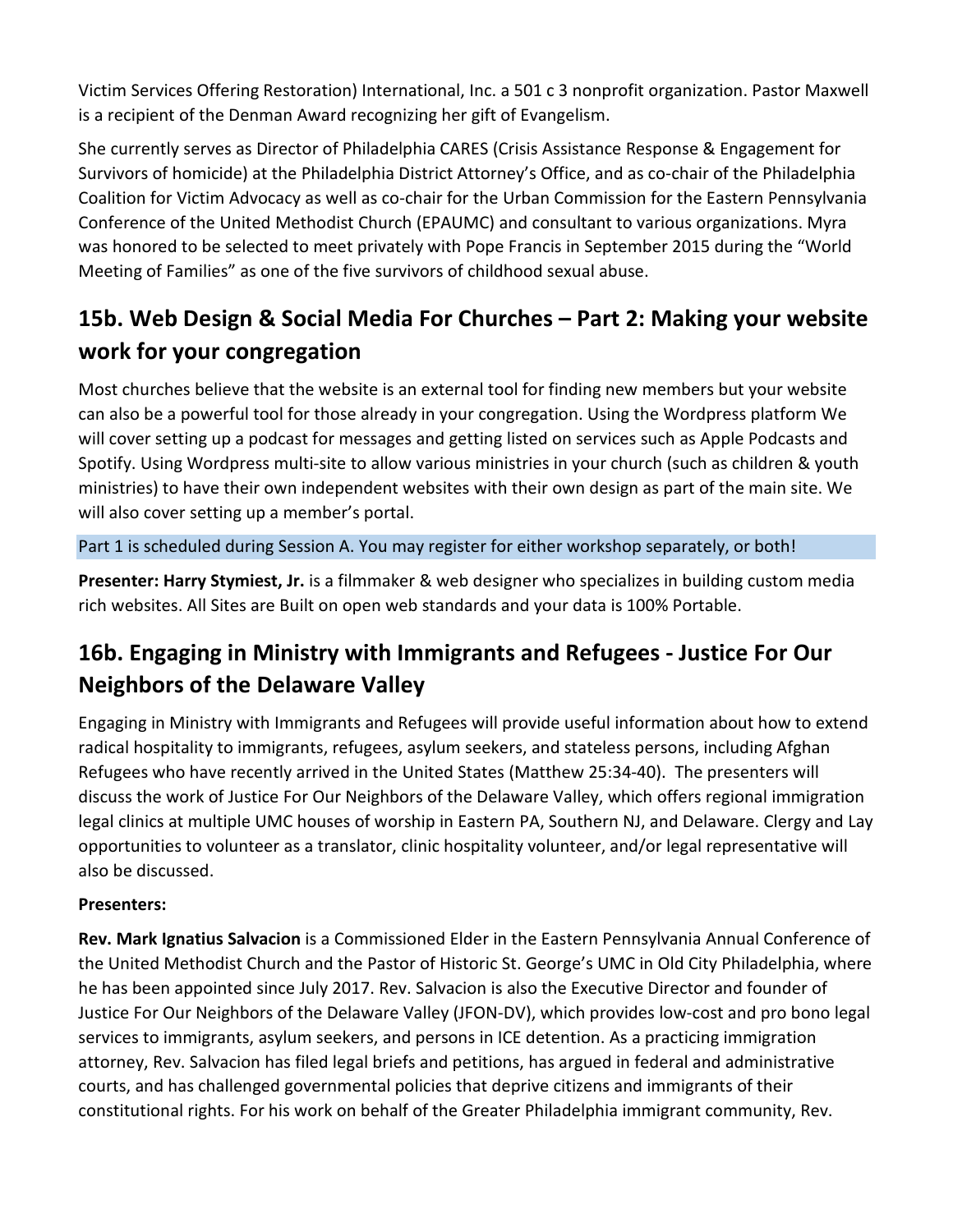Victim Services Offering Restoration) International, Inc. a 501 c 3 nonprofit organization. Pastor Maxwell is a recipient of the Denman Award recognizing her gift of Evangelism.

She currently serves as Director of Philadelphia CARES (Crisis Assistance Response & Engagement for Survivors of homicide) at the Philadelphia District Attorney's Office, and as co-chair of the Philadelphia Coalition for Victim Advocacy as well as co-chair for the Urban Commission for the Eastern Pennsylvania Conference of the United Methodist Church (EPAUMC) and consultant to various organizations. Myra was honored to be selected to meet privately with Pope Francis in September 2015 during the "World Meeting of Families" as one of the five survivors of childhood sexual abuse.

## 15b. Web Design & Social Media For Churches – Part 2: Making your website work for your congregation

Most churches believe that the website is an external tool for finding new members but your website can also be a powerful tool for those already in your congregation. Using the Wordpress platform We will cover setting up a podcast for messages and getting listed on services such as Apple Podcasts and Spotify. Using Wordpress multi-site to allow various ministries in your church (such as children & youth ministries) to have their own independent websites with their own design as part of the main site. We will also cover setting up a member's portal.

Part 1 is scheduled during Session A. You may register for either workshop separately, or both!

**Presenter: Harry Stymiest, Jr.** is a filmmaker & web designer who specializes in building custom media rich websites. All Sites are Built on open web standards and your data is 100% Portable.

## 16b. Engaging in Ministry with Immigrants and Refugees - Justice For Our Neighbors of the Delaware Valley

Engaging in Ministry with Immigrants and Refugees will provide useful information about how to extend radical hospitality to immigrants, refugees, asylum seekers, and stateless persons, including Afghan Refugees who have recently arrived in the United States (Matthew 25:34-40). The presenters will discuss the work of Justice For Our Neighbors of the Delaware Valley, which offers regional immigration legal clinics at multiple UMC houses of worship in Eastern PA, Southern NJ, and Delaware. Clergy and Lay opportunities to volunteer as a translator, clinic hospitality volunteer, and/or legal representative will also be discussed.

**Presenters:**

**Rev. Mark Ignatius Salvacion** is a Commissioned Elder in the Eastern Pennsylvania Annual Conference of the United Methodist Church and the Pastor of Historic St. George's UMC in Old City Philadelphia, where he has been appointed since July 2017. Rev. Salvacion is also the Executive Director and founder of Justice For Our Neighbors of the Delaware Valley (JFON-DV), which provides low-cost and pro bono legal services to immigrants, asylum seekers, and persons in ICE detention. As a practicing immigration attorney, Rev. Salvacion has filed legal briefs and petitions, has argued in federal and administrative courts, and has challenged governmental policies that deprive citizens and immigrants of their constitutional rights. For his work on behalf of the Greater Philadelphia immigrant community, Rev.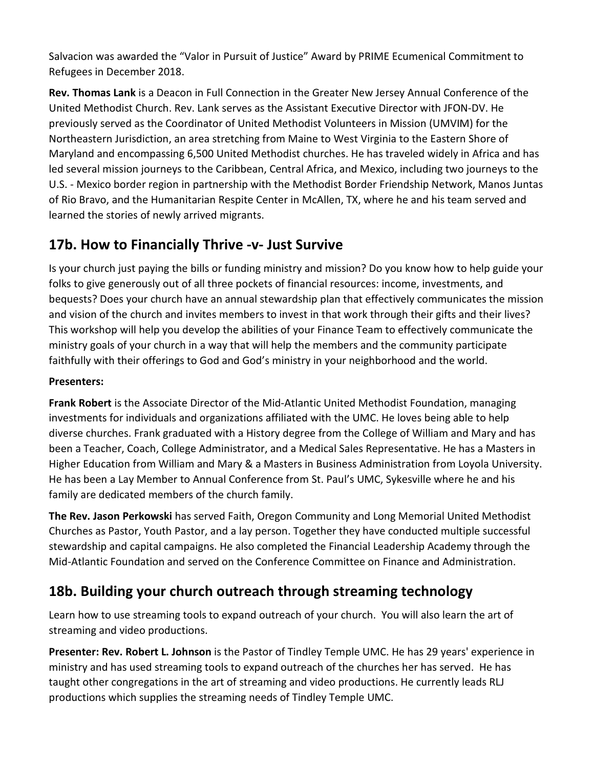Salvacion was awarded the “Valor in Pursuit of Justice” Award by PRIME Ecumenical Commitment to Refugees in December 2018.

**Rev. Thomas Lank** is a Deacon in Full Connection in the Greater New Jersey Annual Conference of the United Methodist Church. Rev. Lank serves as the Assistant Executive Director with JFON-DV. He previously served as the Coordinator of United Methodist Volunteers in Mission (UMVIM) for the Northeastern Jurisdiction, an area stretching from Maine to West Virginia to the Eastern Shore of Maryland and encompassing 6,500 United Methodist churches. He has traveled widely in Africa and has led several mission journeys to the Caribbean, Central Africa, and Mexico, including two journeys to the U.S. - Mexico border region in partnership with the Methodist Border Friendship Network, Manos Juntas of Rio Bravo, and the Humanitarian Respite Center in McAllen, TX, where he and his team served and learned the stories of newly arrived migrants.

## 17b. How to Financially Thrive -v- Just Survive

Is your church just paying the bills or funding ministry and mission? Do you know how to help guide your folks to give generously out of all three pockets of financial resources: income, investments, and bequests? Does your church have an annual stewardship plan that effectively communicates the mission and vision of the church and invites members to invest in that work through their gifts and their lives? This workshop will help you develop the abilities of your Finance Team to effectively communicate the ministry goals of your church in a way that will help the members and the community participate faithfully with their offerings to God and God’s ministry in your neighborhood and the world.

**Presenters:**

**Frank Robert** is the Associate Director of the Mid-Atlantic United Methodist Foundation, managing investments for individuals and organizations affiliated with the UMC. He loves being able to help diverse churches. Frank graduated with a History degree from the College of William and Mary and has been a Teacher, Coach, College Administrator, and a Medical Sales Representative. He has a Masters in Higher Education from William and Mary & a Masters in Business Administration from Loyola University. He has been a Lay Member to Annual Conference from St. Paul’s UMC, Sykesville where he and his family are dedicated members of the church family.

**The Rev. Jason Perkowski** has served Faith, Oregon Community and Long Memorial United Methodist Churches as Pastor, Youth Pastor, and a lay person. Together they have conducted multiple successful stewardship and capital campaigns. He also completed the Financial Leadership Academy through the Mid-Atlantic Foundation and served on the Conference Committee on Finance and Administration.

## 18b. Building your church outreach through streaming technology

Learn how to use streaming tools to expand outreach of your church. You will also learn the art of streaming and video productions.

**Presenter: Rev. Robert L. Johnson** is the Pastor of Tindley Temple UMC. He has 29 years' experience in ministry and has used streaming tools to expand outreach of the churches her has served. He has taught other congregations in the art of streaming and video productions. He currently leads RLJ productions which supplies the streaming needs of Tindley Temple UMC.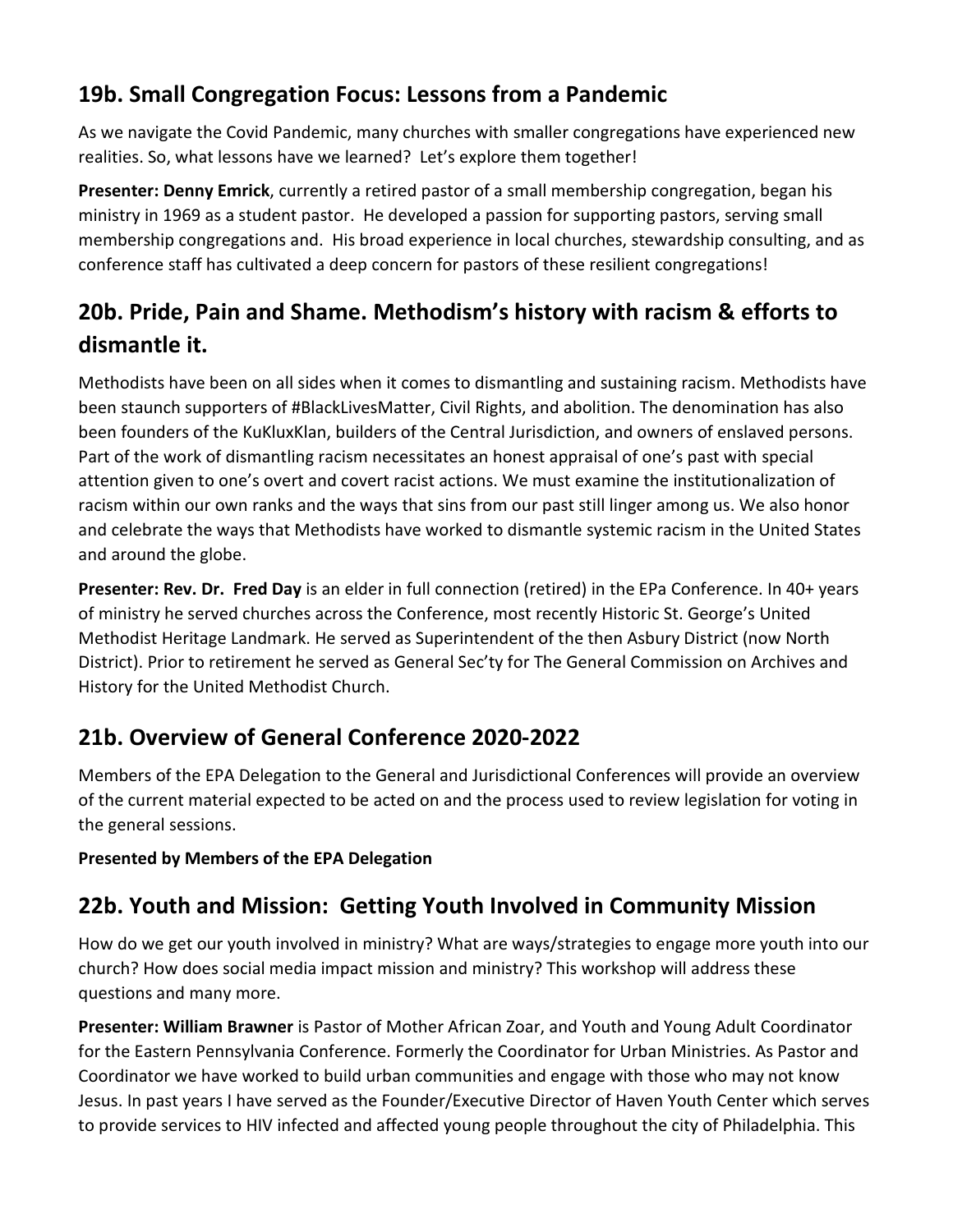## 19b. Small Congregation Focus: Lessons from a Pandemic

As we navigate the Covid Pandemic, many churches with smaller congregations have experienced new realities. So, what lessons have we learned? Let's explore them together!

**Presenter: Denny Emrick**, currently a retired pastor of a small membership congregation, began his ministry in 1969 as a student pastor. He developed a passion for supporting pastors, serving small membership congregations and. His broad experience in local churches, stewardship consulting, and as conference staff has cultivated a deep concern for pastors of these resilient congregations!

## 20b. Pride, Pain and Shame. Methodism's history with racism & efforts to dismantle it.

Methodists have been on all sides when it comes to dismantling and sustaining racism. Methodists have been staunch supporters of #BlackLivesMatter, Civil Rights, and abolition. The denomination has also been founders of the KuKluxKlan, builders of the Central Jurisdiction, and owners of enslaved persons. Part of the work of dismantling racism necessitates an honest appraisal of one's past with special attention given to one's overt and covert racist actions. We must examine the institutionalization of racism within our own ranks and the ways that sins from our past still linger among us. We also honor and celebrate the ways that Methodists have worked to dismantle systemic racism in the United States and around the globe.

**Presenter: Rev. Dr. Fred Day** is an elder in full connection (retired) in the EPa Conference. In 40+ years of ministry he served churches across the Conference, most recently Historic St. George's United Methodist Heritage Landmark. He served as Superintendent of the then Asbury District (now North District). Prior to retirement he served as General Sec'ty for The General Commission on Archives and History for the United Methodist Church.

## 21b. Overview of General Conference 2020-2022

Members of the EPA Delegation to the General and Jurisdictional Conferences will provide an overview of the current material expected to be acted on and the process used to review legislation for voting in the general sessions.

**Presented by Members of the EPA Delegation**

## 22b. Youth and Mission: Getting Youth Involved in Community Mission

How do we get our youth involved in ministry? What are ways/strategies to engage more youth into our church? How does social media impact mission and ministry? This workshop will address these questions and many more.

**Presenter: William Brawner** is Pastor of Mother African Zoar, and Youth and Young Adult Coordinator for the Eastern Pennsylvania Conference. Formerly the Coordinator for Urban Ministries. As Pastor and Coordinator we have worked to build urban communities and engage with those who may not know Jesus. In past years I have served as the Founder/Executive Director of Haven Youth Center which serves to provide services to HIV infected and affected young people throughout the city of Philadelphia. This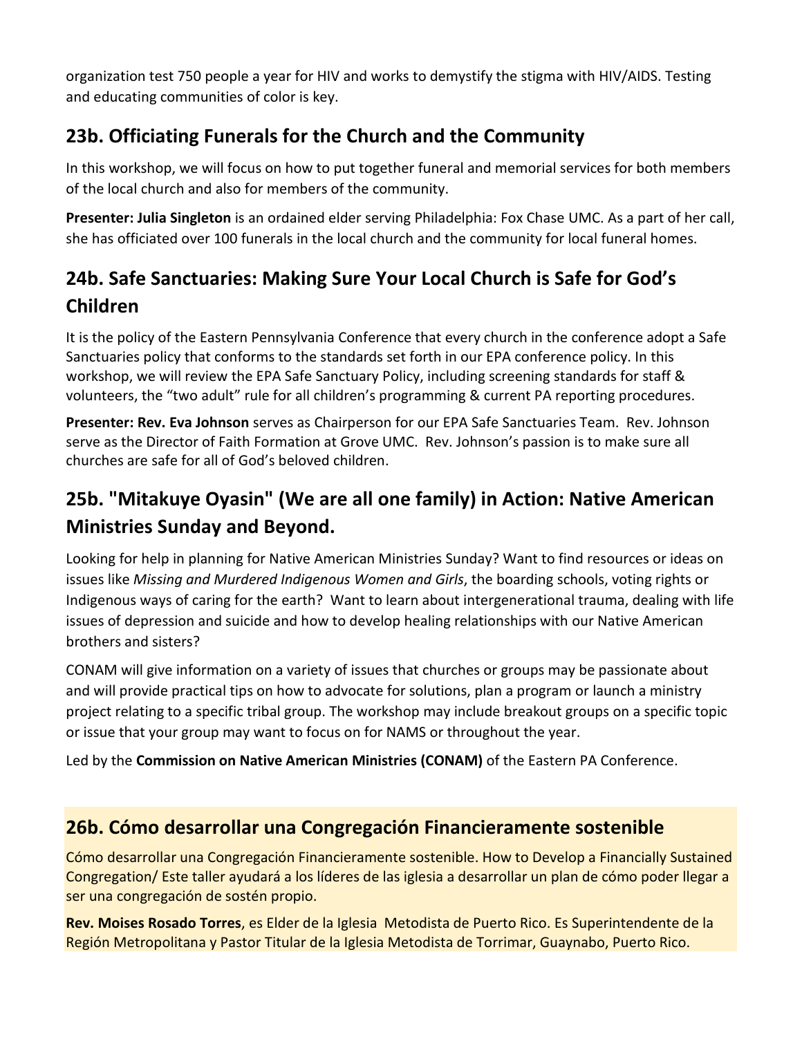organization test 750 people a year for HIV and works to demystify the stigma with HIV/AIDS. Testing and educating communities of color is key.

## 23b. Officiating Funerals for the Church and the Community

In this workshop, we will focus on how to put together funeral and memorial services for both members of the local church and also for members of the community.

**Presenter: Julia Singleton** is an ordained elder serving Philadelphia: Fox Chase UMC. As a part of her call, she has officiated over 100 funerals in the local church and the community for local funeral homes.

## 24b. Safe Sanctuaries: Making Sure Your Local Church is Safe for God's Children

It is the policy of the Eastern Pennsylvania Conference that every church in the conference adopt a Safe Sanctuaries policy that conforms to the standards set forth in our EPA conference policy. In this workshop, we will review the EPA Safe Sanctuary Policy, including screening standards for staff & volunteers, the "two adult" rule for all children's programming & current PA reporting procedures.

**Presenter: Rev. Eva Johnson** serves as Chairperson for our EPA Safe Sanctuaries Team. Rev. Johnson serve as the Director of Faith Formation at Grove UMC. Rev. Johnson's passion is to make sure all churches are safe for all of God's beloved children.

## 25b. "Mitakuye Oyasin" (We are all one family) in Action: Native American Ministries Sunday and Beyond.

Looking for help in planning for Native American Ministries Sunday? Want to find resources or ideas on issues like *Missing and Murdered Indigenous Women and Girls*, the boarding schools, voting rights or Indigenous ways of caring for the earth? Want to learn about intergenerational trauma, dealing with life issues of depression and suicide and how to develop healing relationships with our Native American brothers and sisters?

CONAM will give information on a variety of issues that churches or groups may be passionate about and will provide practical tips on how to advocate for solutions, plan a program or launch a ministry project relating to a specific tribal group. The workshop may include breakout groups on a specific topic or issue that your group may want to focus on for NAMS or throughout the year.

Led by the **Commission on Native American Ministries (CONAM)** of the Eastern PA Conference.

## 26b. Cómo desarrollar una Congregación Financieramente sostenible

Cómo desarrollar una Congregación Financieramente sostenible. How to Develop a Financially Sustained Congregation/ Este taller ayudará a los líderes de las iglesia a desarrollar un plan de cómo poder llegar a ser una congregación de sostén propio.

**Rev. Moises Rosado Torres**, es Elder de la Iglesia Metodista de Puerto Rico. Es Superintendente de la Región Metropolitana y Pastor Titular de la Iglesia Metodista de Torrimar, Guaynabo, Puerto Rico.